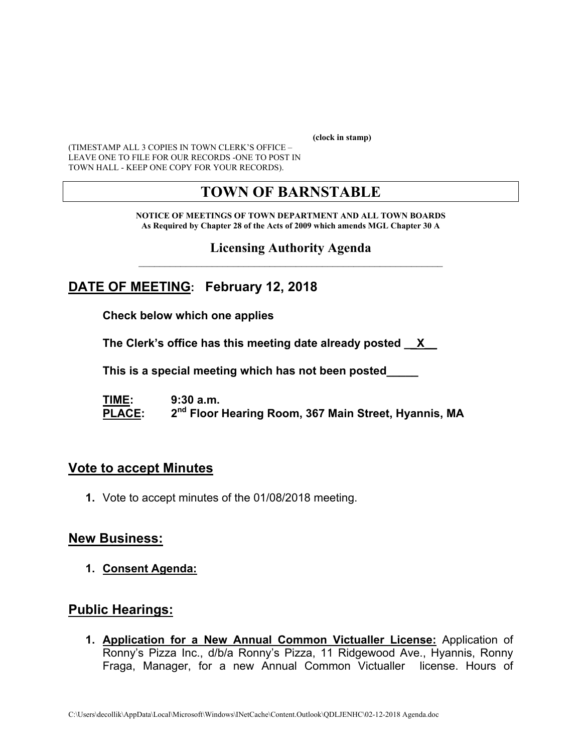**(clock in stamp)**

(TIMESTAMP ALL 3 COPIES IN TOWN CLERK'S OFFICE – LEAVE ONE TO FILE FOR OUR RECORDS -ONE TO POST IN TOWN HALL - KEEP ONE COPY FOR YOUR RECORDS).

# TOWN OF BARNSTABLE

**NOTICE OF MEETINGS OF TOWN DEPARTMENT AND ALL TOWN BOARDS**
**As Required by Chapter 28 of the Acts of 2009 which amends MGL Chapter 30 A**

## Licensing Authority Agenda

## DATE OF MEETING: February 12, 2018

**Check below which one applies**

**The Clerk's office has this meeting date already posted \_\_X\_\_**

**This is a special meeting which has not been posted\_\_\_\_\_**

**TIME:** **9:30 a.m.**
**PLACE:** **2nd Floor Hearing Room, 367 Main Street, Hyannis, MA**

## Vote to accept Minutes

1. Vote to accept minutes of the 01/08/2018 meeting.

## New Business:

1. **Consent Agenda:**

## Public Hearings:

1. **Application for a New Annual Common Victualler License:** Application of Ronny's Pizza Inc., d/b/a Ronny's Pizza, 11 Ridgewood Ave., Hyannis, Ronny Fraga, Manager, for a new Annual Common Victualler license. Hours of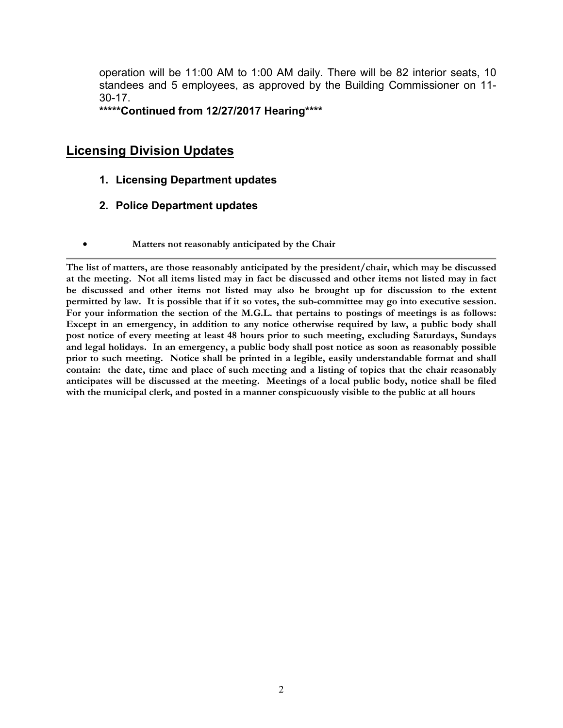operation will be 11:00 AM to 1:00 AM daily. There will be 82 interior seats, 10 standees and 5 employees, as approved by the Building Commissioner on 11-30-17.

**\*\*\*\*\*Continued from 12/27/2017 Hearing\*\*\*\***

## Licensing Division Updates

1. **Licensing Department updates**
2. **Police Department updates**

- **Matters not reasonably anticipated by the Chair**

---

**The list of matters, are those reasonably anticipated by the president/chair, which may be discussed at the meeting. Not all items listed may in fact be discussed and other items not listed may in fact be discussed and other items not listed may also be brought up for discussion to the extent permitted by law. It is possible that if it so votes, the sub-committee may go into executive session. For your information the section of the M.G.L. that pertains to postings of meetings is as follows: Except in an emergency, in addition to any notice otherwise required by law, a public body shall post notice of every meeting at least 48 hours prior to such meeting, excluding Saturdays, Sundays and legal holidays. In an emergency, a public body shall post notice as soon as reasonably possible prior to such meeting. Notice shall be printed in a legible, easily understandable format and shall contain: the date, time and place of such meeting and a listing of topics that the chair reasonably anticipates will be discussed at the meeting. Meetings of a local public body, notice shall be filed with the municipal clerk, and posted in a manner conspicuously visible to the public at all hours**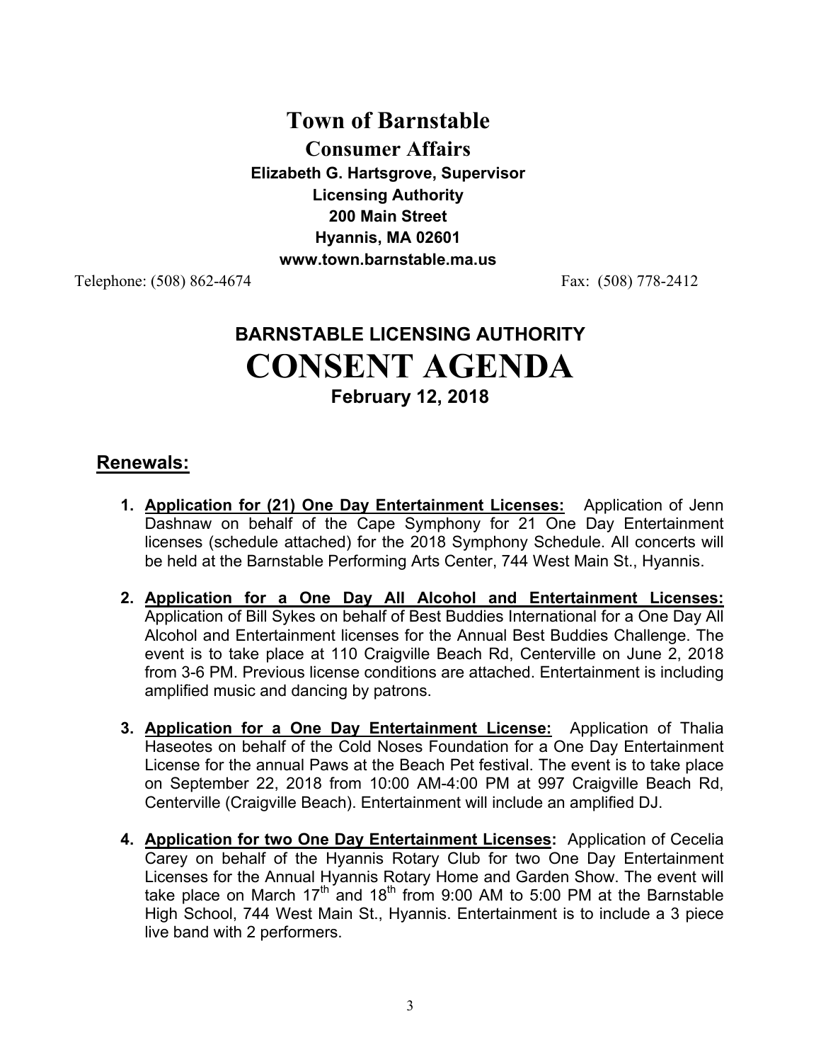# Town of Barnstable

## Consumer Affairs

**Elizabeth G. Hartsgrove, Supervisor**
**Licensing Authority**
**200 Main Street**
**Hyannis, MA 02601**
**www.town.barnstable.ma.us**

Telephone: (508) 862-4674 Fax: (508) 778-2412

## BARNSTABLE LICENSING AUTHORITY

# CONSENT AGENDA

**February 12, 2018**

## Renewals:

1. **Application for (21) One Day Entertainment Licenses:** Application of Jenn Dashnaw on behalf of the Cape Symphony for 21 One Day Entertainment licenses (schedule attached) for the 2018 Symphony Schedule. All concerts will be held at the Barnstable Performing Arts Center, 744 West Main St., Hyannis.

2. **Application for a One Day All Alcohol and Entertainment Licenses:** Application of Bill Sykes on behalf of Best Buddies International for a One Day All Alcohol and Entertainment licenses for the Annual Best Buddies Challenge. The event is to take place at 110 Craigville Beach Rd, Centerville on June 2, 2018 from 3-6 PM. Previous license conditions are attached. Entertainment is including amplified music and dancing by patrons.

3. **Application for a One Day Entertainment License:** Application of Thalia Haseotes on behalf of the Cold Noses Foundation for a One Day Entertainment License for the annual Paws at the Beach Pet festival. The event is to take place on September 22, 2018 from 10:00 AM-4:00 PM at 997 Craigville Beach Rd, Centerville (Craigville Beach). Entertainment will include an amplified DJ.

4. **Application for two One Day Entertainment Licenses:** Application of Cecelia Carey on behalf of the Hyannis Rotary Club for two One Day Entertainment Licenses for the Annual Hyannis Rotary Home and Garden Show. The event will take place on March 17th and 18th from 9:00 AM to 5:00 PM at the Barnstable High School, 744 West Main St., Hyannis. Entertainment is to include a 3 piece live band with 2 performers.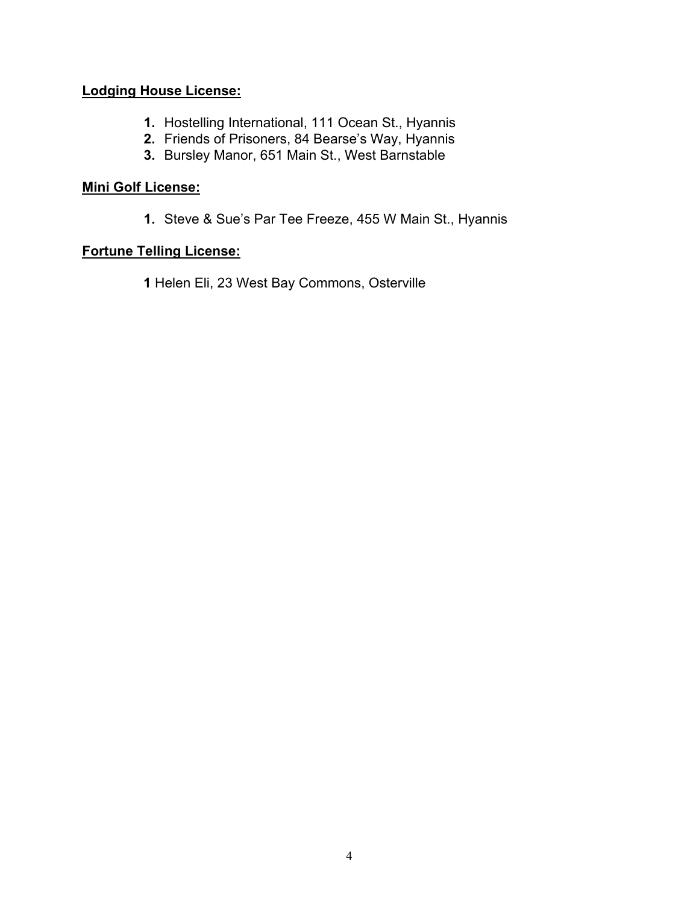**Lodging House License:**

1. Hostelling International, 111 Ocean St., Hyannis
2. Friends of Prisoners, 84 Bearse's Way, Hyannis
3. Bursley Manor, 651 Main St., West Barnstable

**Mini Golf License:**

1. Steve & Sue's Par Tee Freeze, 455 W Main St., Hyannis

**Fortune Telling License:**

**1** Helen Eli, 23 West Bay Commons, Osterville